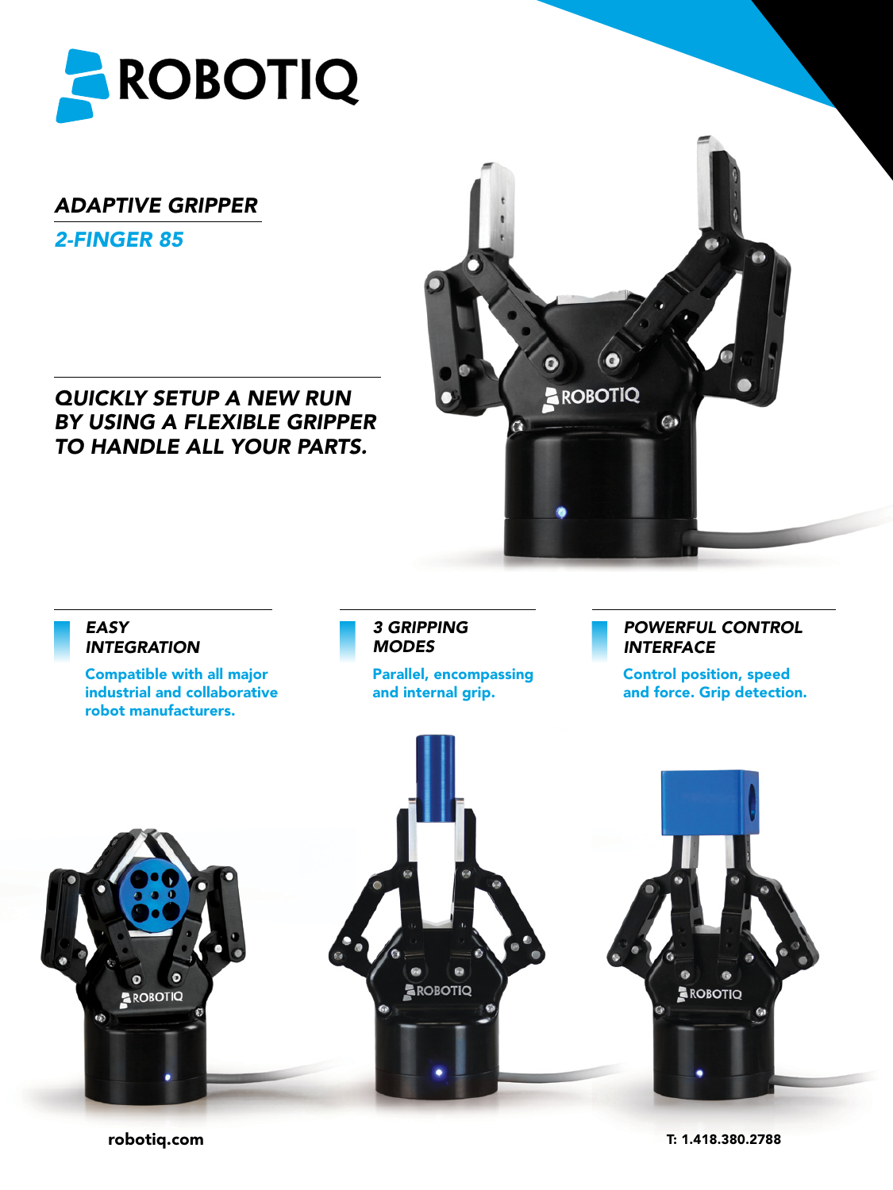# ROBOTIQ

## *ADAPTIVE GRIPPER*

### *2-FINGER 85*

***QUICKLY SETUP A NEW RUN BY USING A FLEXIBLE GRIPPER TO HANDLE ALL YOUR PARTS.***

#### *EASY INTEGRATION*

**Compatible with all major industrial and collaborative robot manufacturers.**

#### *3 GRIPPING MODES*

**Parallel, encompassing and internal grip.**

#### *POWERFUL CONTROL INTERFACE*

**Control position, speed and force. Grip detection.**

**robotiq.com**

**T: 1.418.380.2788**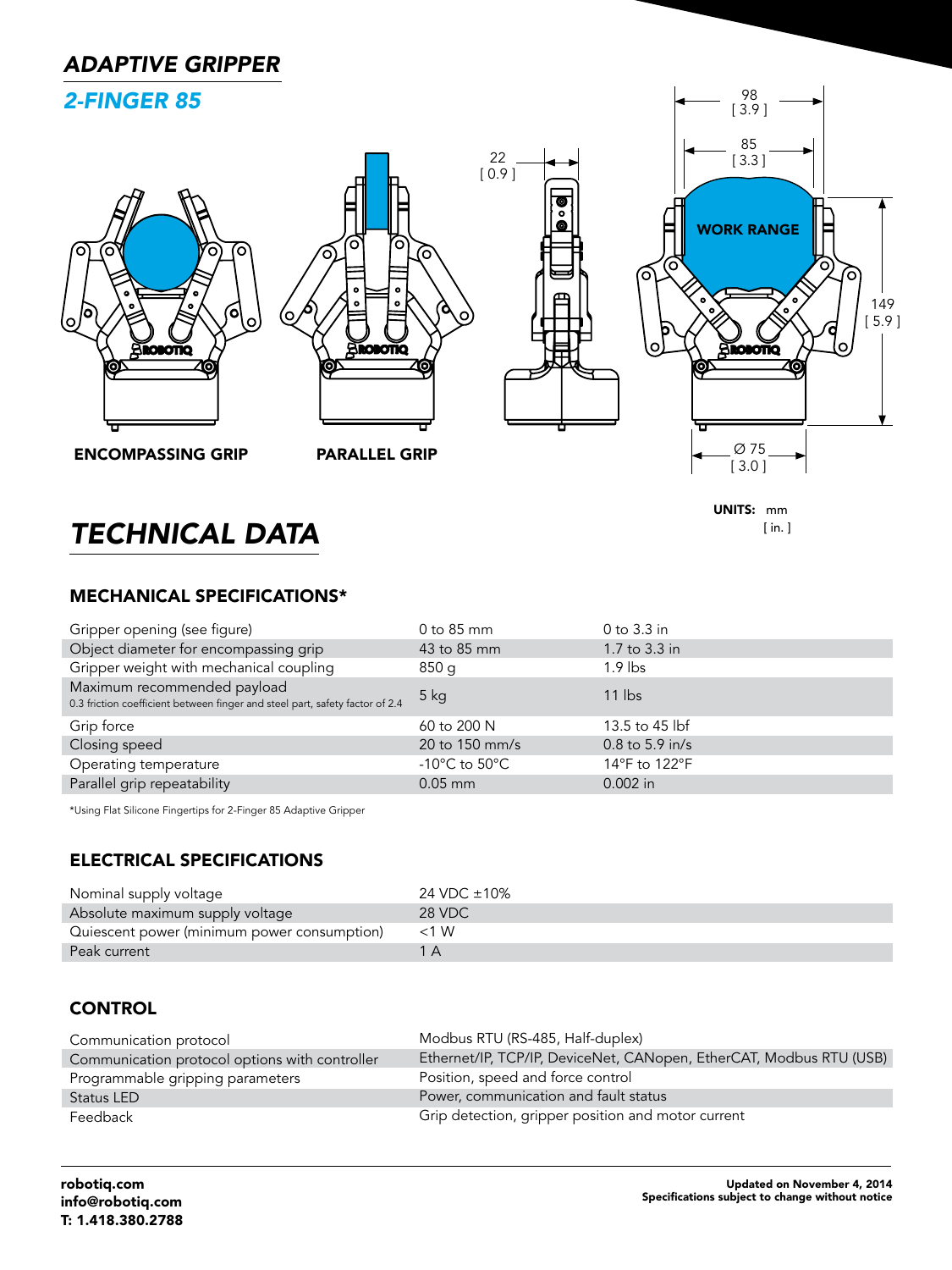## *ADAPTIVE GRIPPER*

### *2-FINGER 85*

ENCOMPASSING GRIP

PARALLEL GRIP

WORK RANGE

22
[ 0.9 ]

98
[ 3.9 ]

85
[ 3.3 ]

149
[ 5.9 ]

Ø 75
[ 3.0 ]

**UNITS:** mm
[ in. ]

# *TECHNICAL DATA*

## MECHANICAL SPECIFICATIONS*

| | | |
|---|---|---|
| Gripper opening (see figure) | 0 to 85 mm | 0 to 3.3 in |
| Object diameter for encompassing grip | 43 to 85 mm | 1.7 to 3.3 in |
| Gripper weight with mechanical coupling | 850 g | 1.9 lbs |
| Maximum recommended payload<br>0.3 friction coefficient between finger and steel part, safety factor of 2.4 | 5 kg | 11 lbs |
| Grip force | 60 to 200 N | 13.5 to 45 lbf |
| Closing speed | 20 to 150 mm/s | 0.8 to 5.9 in/s |
| Operating temperature | -10°C to 50°C | 14°F to 122°F |
| Parallel grip repeatability | 0.05 mm | 0.002 in |

*Using Flat Silicone Fingertips for 2-Finger 85 Adaptive Gripper

## ELECTRICAL SPECIFICATIONS

| | |
|---|---|
| Nominal supply voltage | 24 VDC ±10% |
| Absolute maximum supply voltage | 28 VDC |
| Quiescent power (minimum power consumption) | <1 W |
| Peak current | 1 A |

## CONTROL

| | |
|---|---|
| Communication protocol | Modbus RTU (RS-485, Half-duplex) |
| Communication protocol options with controller | Ethernet/IP, TCP/IP, DeviceNet, CANopen, EtherCAT, Modbus RTU (USB) |
| Programmable gripping parameters | Position, speed and force control |
| Status LED | Power, communication and fault status |
| Feedback | Grip detection, gripper position and motor current |

**robotiq.com**
**info@robotiq.com**
**T: 1.418.380.2788**

**Updated on November 4, 2014**
**Specifications subject to change without notice**